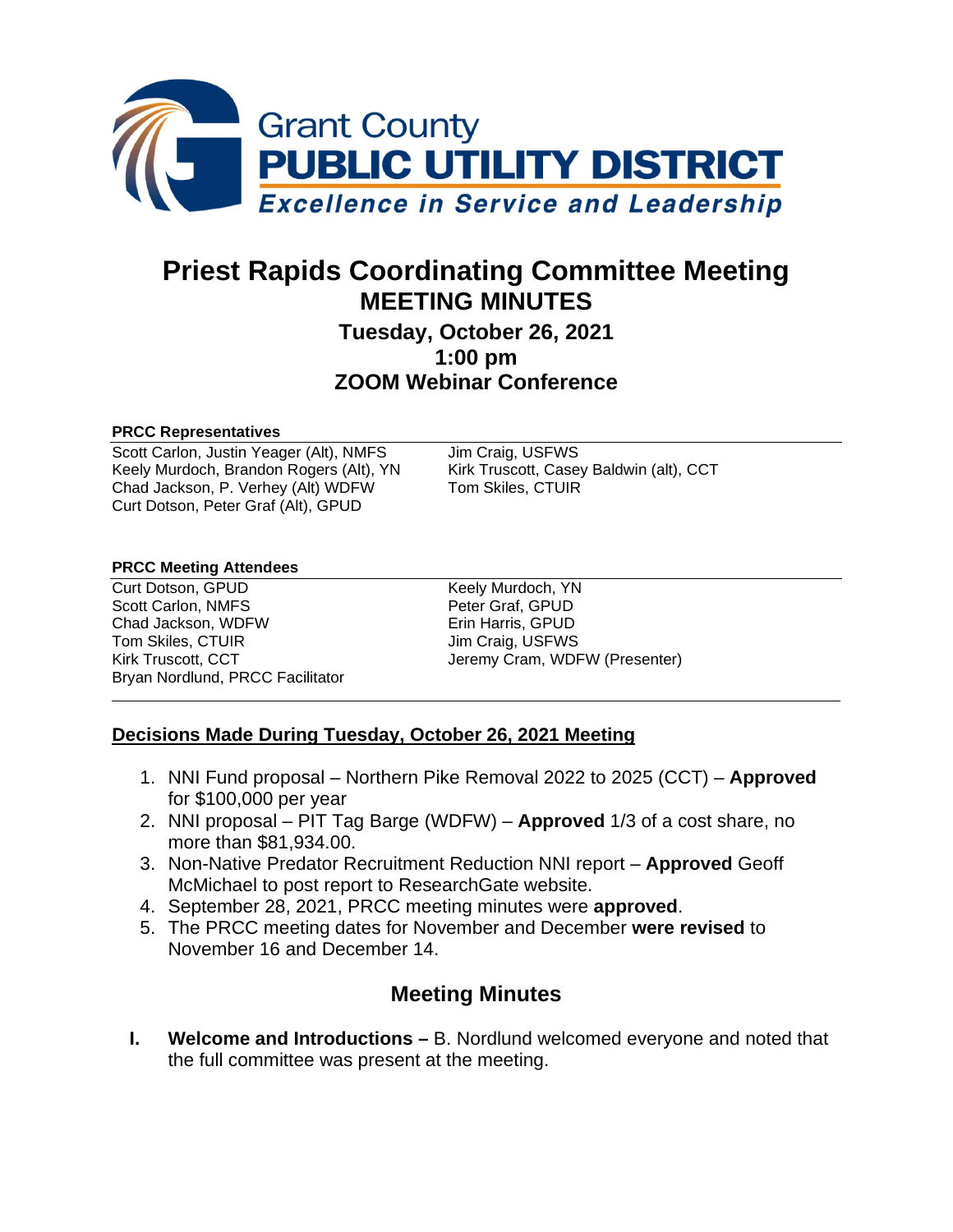Grant County
**PUBLIC UTILITY DISTRICT**
*Excellence in Service and Leadership*

# Priest Rapids Coordinating Committee Meeting
## MEETING MINUTES
### Tuesday, October 26, 2021
### 1:00 pm
### ZOOM Webinar Conference

**PRCC Representatives**

Scott Carlon, Justin Yeager (Alt), NMFS
Keely Murdoch, Brandon Rogers (Alt), YN
Chad Jackson, P. Verhey (Alt) WDFW
Curt Dotson, Peter Graf (Alt), GPUD
Jim Craig, USFWS
Kirk Truscott, Casey Baldwin (alt), CCT
Tom Skiles, CTUIR

**PRCC Meeting Attendees**

Curt Dotson, GPUD
Scott Carlon, NMFS
Chad Jackson, WDFW
Tom Skiles, CTUIR
Kirk Truscott, CCT
Bryan Nordlund, PRCC Facilitator
Keely Murdoch, YN
Peter Graf, GPUD
Erin Harris, GPUD
Jim Craig, USFWS
Jeremy Cram, WDFW (Presenter)

## Decisions Made During Tuesday, October 26, 2021 Meeting

1. NNI Fund proposal – Northern Pike Removal 2022 to 2025 (CCT) – **Approved** for $100,000 per year
2. NNI proposal – PIT Tag Barge (WDFW) – **Approved** 1/3 of a cost share, no more than $81,934.00.
3. Non-Native Predator Recruitment Reduction NNI report – **Approved** Geoff McMichael to post report to ResearchGate website.
4. September 28, 2021, PRCC meeting minutes were **approved**.
5. The PRCC meeting dates for November and December **were revised** to November 16 and December 14.

## Meeting Minutes

**I. Welcome and Introductions –** B. Nordlund welcomed everyone and noted that the full committee was present at the meeting.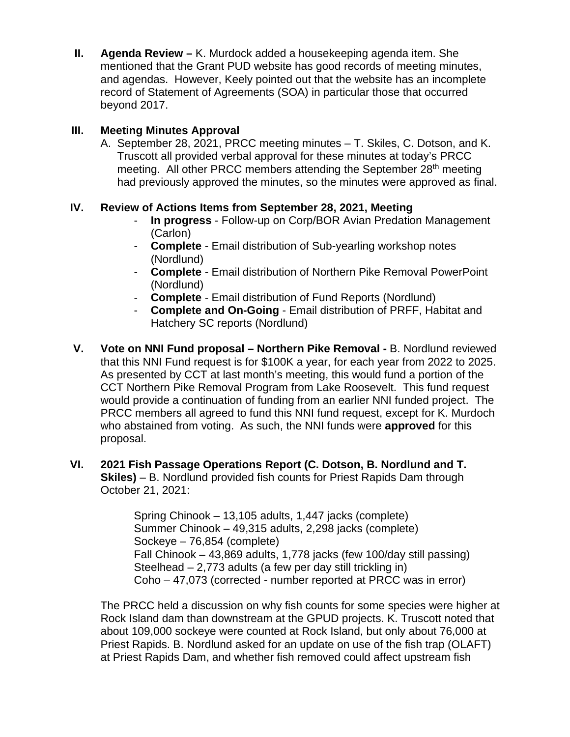**II. Agenda Review –** K. Murdock added a housekeeping agenda item. She mentioned that the Grant PUD website has good records of meeting minutes, and agendas. However, Keely pointed out that the website has an incomplete record of Statement of Agreements (SOA) in particular those that occurred beyond 2017.

**III. Meeting Minutes Approval**

A. September 28, 2021, PRCC meeting minutes – T. Skiles, C. Dotson, and K. Truscott all provided verbal approval for these minutes at today's PRCC meeting. All other PRCC members attending the September 28th meeting had previously approved the minutes, so the minutes were approved as final.

**IV. Review of Actions Items from September 28, 2021, Meeting**

- **In progress** - Follow-up on Corp/BOR Avian Predation Management (Carlon)
- **Complete** - Email distribution of Sub-yearling workshop notes (Nordlund)
- **Complete** - Email distribution of Northern Pike Removal PowerPoint (Nordlund)
- **Complete** - Email distribution of Fund Reports (Nordlund)
- **Complete and On-Going** - Email distribution of PRFF, Habitat and Hatchery SC reports (Nordlund)

**V. Vote on NNI Fund proposal – Northern Pike Removal -** B. Nordlund reviewed that this NNI Fund request is for $100K a year, for each year from 2022 to 2025. As presented by CCT at last month's meeting, this would fund a portion of the CCT Northern Pike Removal Program from Lake Roosevelt. This fund request would provide a continuation of funding from an earlier NNI funded project. The PRCC members all agreed to fund this NNI fund request, except for K. Murdoch who abstained from voting. As such, the NNI funds were **approved** for this proposal.

**VI. 2021 Fish Passage Operations Report (C. Dotson, B. Nordlund and T. Skiles)** – B. Nordlund provided fish counts for Priest Rapids Dam through October 21, 2021:

Spring Chinook – 13,105 adults, 1,447 jacks (complete)
Summer Chinook – 49,315 adults, 2,298 jacks (complete)
Sockeye – 76,854 (complete)
Fall Chinook – 43,869 adults, 1,778 jacks (few 100/day still passing)
Steelhead – 2,773 adults (a few per day still trickling in)
Coho – 47,073 (corrected - number reported at PRCC was in error)

The PRCC held a discussion on why fish counts for some species were higher at Rock Island dam than downstream at the GPUD projects. K. Truscott noted that about 109,000 sockeye were counted at Rock Island, but only about 76,000 at Priest Rapids. B. Nordlund asked for an update on use of the fish trap (OLAFT) at Priest Rapids Dam, and whether fish removed could affect upstream fish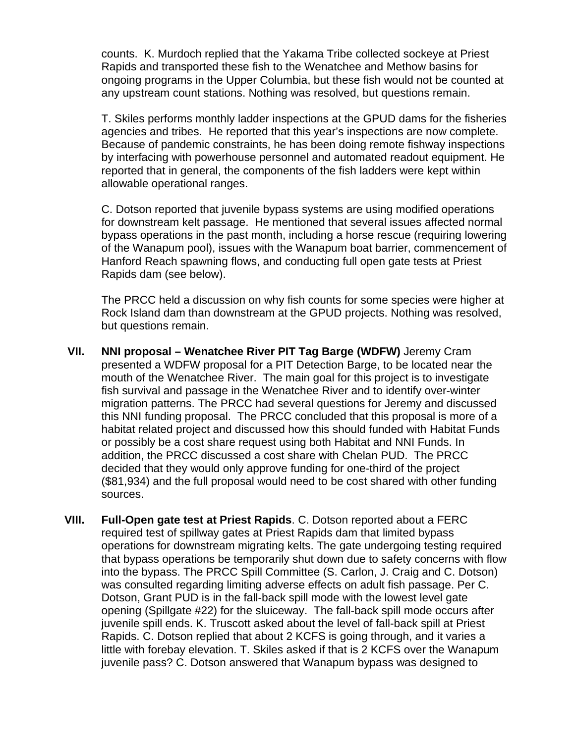counts. K. Murdoch replied that the Yakama Tribe collected sockeye at Priest Rapids and transported these fish to the Wenatchee and Methow basins for ongoing programs in the Upper Columbia, but these fish would not be counted at any upstream count stations. Nothing was resolved, but questions remain.

T. Skiles performs monthly ladder inspections at the GPUD dams for the fisheries agencies and tribes. He reported that this year's inspections are now complete. Because of pandemic constraints, he has been doing remote fishway inspections by interfacing with powerhouse personnel and automated readout equipment. He reported that in general, the components of the fish ladders were kept within allowable operational ranges.

C. Dotson reported that juvenile bypass systems are using modified operations for downstream kelt passage. He mentioned that several issues affected normal bypass operations in the past month, including a horse rescue (requiring lowering of the Wanapum pool), issues with the Wanapum boat barrier, commencement of Hanford Reach spawning flows, and conducting full open gate tests at Priest Rapids dam (see below).

The PRCC held a discussion on why fish counts for some species were higher at Rock Island dam than downstream at the GPUD projects. Nothing was resolved, but questions remain.

**VII. NNI proposal – Wenatchee River PIT Tag Barge (WDFW)** Jeremy Cram presented a WDFW proposal for a PIT Detection Barge, to be located near the mouth of the Wenatchee River. The main goal for this project is to investigate fish survival and passage in the Wenatchee River and to identify over-winter migration patterns. The PRCC had several questions for Jeremy and discussed this NNI funding proposal. The PRCC concluded that this proposal is more of a habitat related project and discussed how this should funded with Habitat Funds or possibly be a cost share request using both Habitat and NNI Funds. In addition, the PRCC discussed a cost share with Chelan PUD. The PRCC decided that they would only approve funding for one-third of the project ($81,934) and the full proposal would need to be cost shared with other funding sources.

**VIII. Full-Open gate test at Priest Rapids**. C. Dotson reported about a FERC required test of spillway gates at Priest Rapids dam that limited bypass operations for downstream migrating kelts. The gate undergoing testing required that bypass operations be temporarily shut down due to safety concerns with flow into the bypass. The PRCC Spill Committee (S. Carlon, J. Craig and C. Dotson) was consulted regarding limiting adverse effects on adult fish passage. Per C. Dotson, Grant PUD is in the fall-back spill mode with the lowest level gate opening (Spillgate #22) for the sluiceway. The fall-back spill mode occurs after juvenile spill ends. K. Truscott asked about the level of fall-back spill at Priest Rapids. C. Dotson replied that about 2 KCFS is going through, and it varies a little with forebay elevation. T. Skiles asked if that is 2 KCFS over the Wanapum juvenile pass? C. Dotson answered that Wanapum bypass was designed to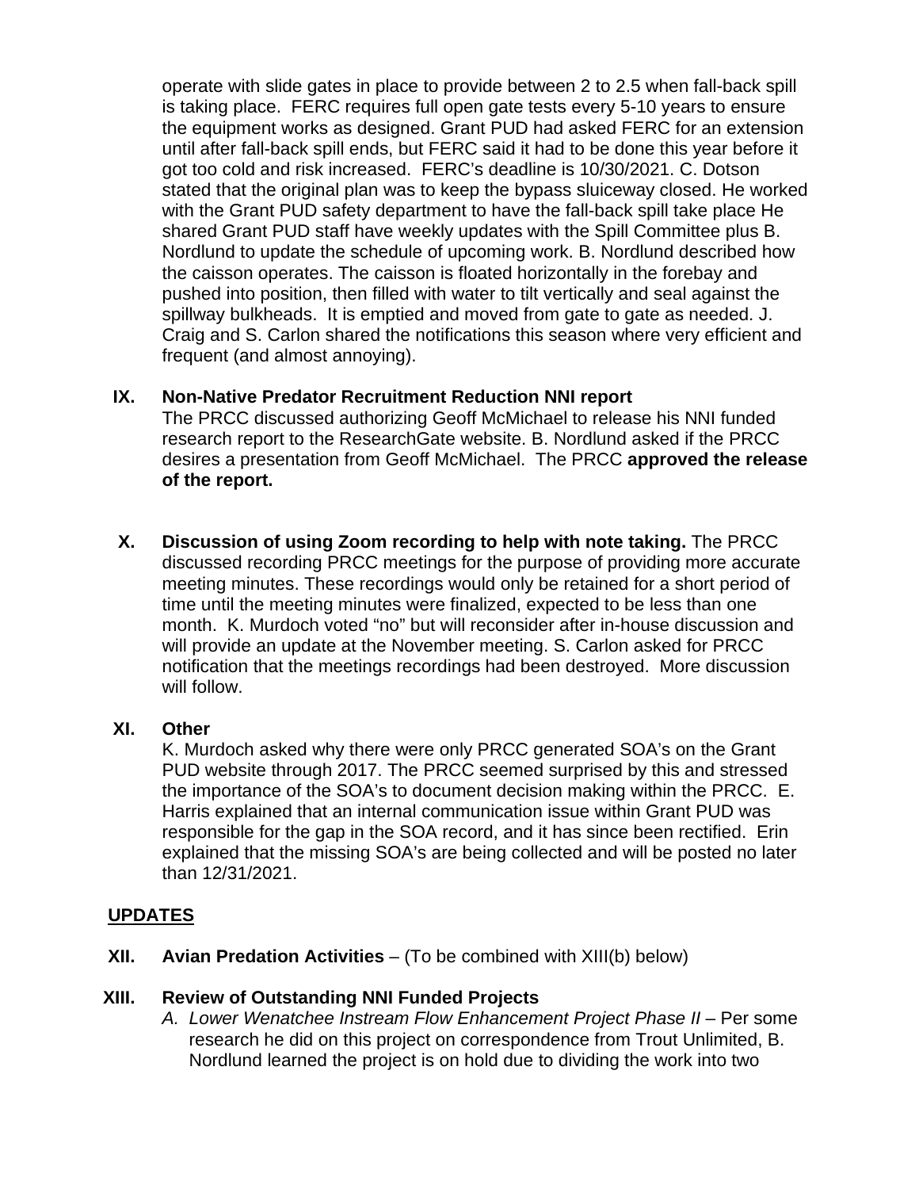operate with slide gates in place to provide between 2 to 2.5 when fall-back spill is taking place. FERC requires full open gate tests every 5-10 years to ensure the equipment works as designed. Grant PUD had asked FERC for an extension until after fall-back spill ends, but FERC said it had to be done this year before it got too cold and risk increased. FERC's deadline is 10/30/2021. C. Dotson stated that the original plan was to keep the bypass sluiceway closed. He worked with the Grant PUD safety department to have the fall-back spill take place He shared Grant PUD staff have weekly updates with the Spill Committee plus B. Nordlund to update the schedule of upcoming work. B. Nordlund described how the caisson operates. The caisson is floated horizontally in the forebay and pushed into position, then filled with water to tilt vertically and seal against the spillway bulkheads. It is emptied and moved from gate to gate as needed. J. Craig and S. Carlon shared the notifications this season where very efficient and frequent (and almost annoying).

**IX. Non-Native Predator Recruitment Reduction NNI report**

The PRCC discussed authorizing Geoff McMichael to release his NNI funded research report to the ResearchGate website. B. Nordlund asked if the PRCC desires a presentation from Geoff McMichael. The PRCC **approved the release of the report.**

**X. Discussion of using Zoom recording to help with note taking.** The PRCC discussed recording PRCC meetings for the purpose of providing more accurate meeting minutes. These recordings would only be retained for a short period of time until the meeting minutes were finalized, expected to be less than one month. K. Murdoch voted "no" but will reconsider after in-house discussion and will provide an update at the November meeting. S. Carlon asked for PRCC notification that the meetings recordings had been destroyed. More discussion will follow.

**XI. Other**

K. Murdoch asked why there were only PRCC generated SOA's on the Grant PUD website through 2017. The PRCC seemed surprised by this and stressed the importance of the SOA's to document decision making within the PRCC. E. Harris explained that an internal communication issue within Grant PUD was responsible for the gap in the SOA record, and it has since been rectified. Erin explained that the missing SOA's are being collected and will be posted no later than 12/31/2021.

## UPDATES

**XII. Avian Predation Activities** – (To be combined with XIII(b) below)

**XIII. Review of Outstanding NNI Funded Projects**

A. *Lower Wenatchee Instream Flow Enhancement Project Phase II* – Per some research he did on this project on correspondence from Trout Unlimited, B. Nordlund learned the project is on hold due to dividing the work into two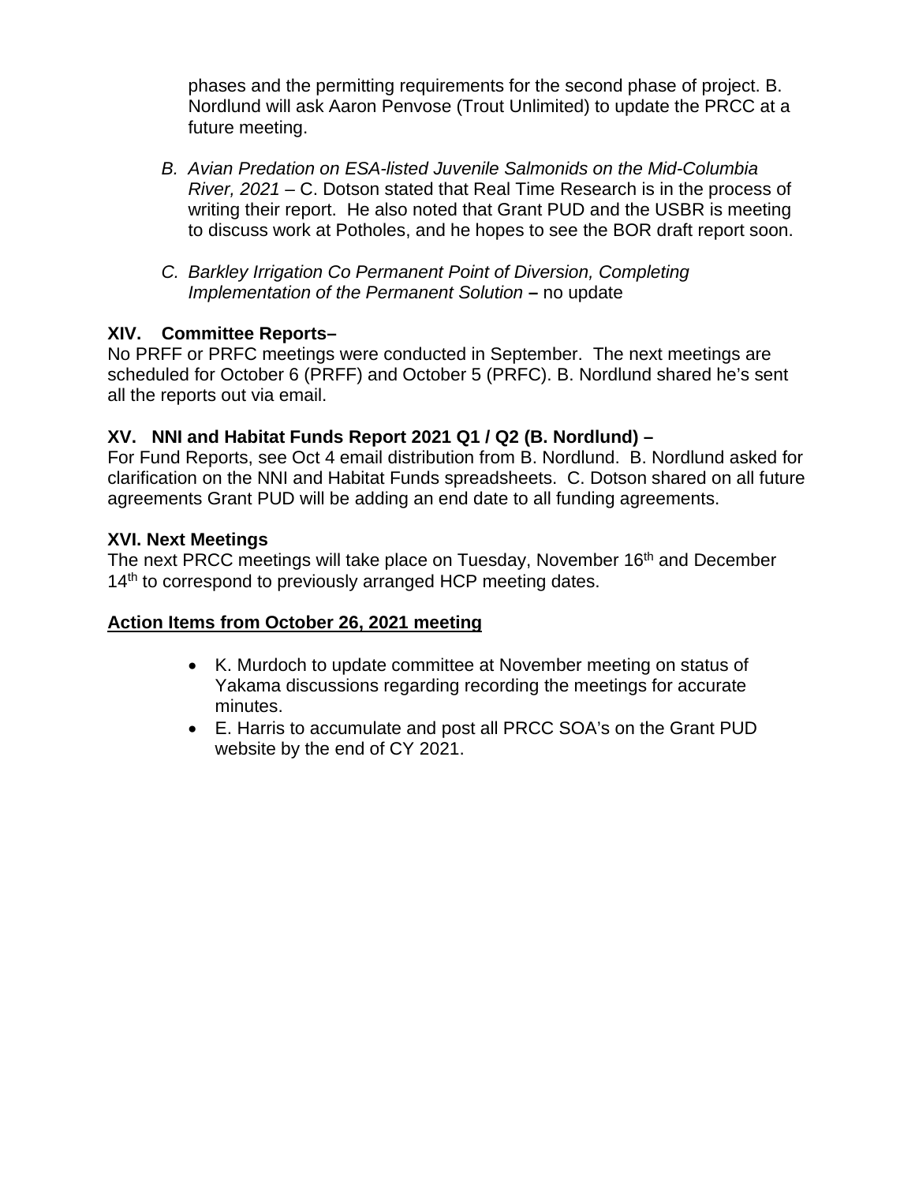phases and the permitting requirements for the second phase of project. B. Nordlund will ask Aaron Penvose (Trout Unlimited) to update the PRCC at a future meeting.

B. *Avian Predation on ESA-listed Juvenile Salmonids on the Mid-Columbia River, 2021* – C. Dotson stated that Real Time Research is in the process of writing their report. He also noted that Grant PUD and the USBR is meeting to discuss work at Potholes, and he hopes to see the BOR draft report soon.

C. *Barkley Irrigation Co Permanent Point of Diversion, Completing Implementation of the Permanent Solution* **–** no update

## XIV. Committee Reports–

No PRFF or PRFC meetings were conducted in September. The next meetings are scheduled for October 6 (PRFF) and October 5 (PRFC). B. Nordlund shared he's sent all the reports out via email.

## XV. NNI and Habitat Funds Report 2021 Q1 / Q2 (B. Nordlund) –

For Fund Reports, see Oct 4 email distribution from B. Nordlund. B. Nordlund asked for clarification on the NNI and Habitat Funds spreadsheets. C. Dotson shared on all future agreements Grant PUD will be adding an end date to all funding agreements.

## XVI. Next Meetings

The next PRCC meetings will take place on Tuesday, November 16th and December 14th to correspond to previously arranged HCP meeting dates.

**Action Items from October 26, 2021 meeting**

- K. Murdoch to update committee at November meeting on status of Yakama discussions regarding recording the meetings for accurate minutes.
- E. Harris to accumulate and post all PRCC SOA's on the Grant PUD website by the end of CY 2021.